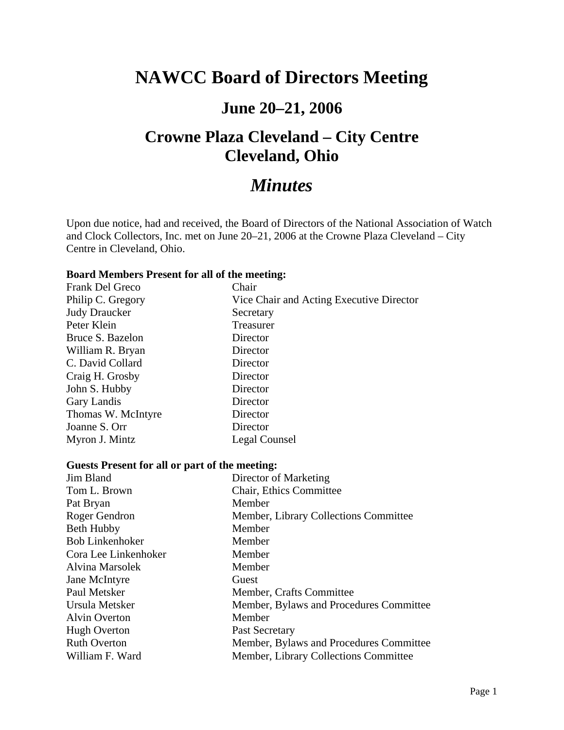# NAWCC Board of Directors Meeting

## June 20–21, 2006

## Crowne Plaza Cleveland – City Centre
## Cleveland, Ohio

# *Minutes*

Upon due notice, had and received, the Board of Directors of the National Association of Watch and Clock Collectors, Inc. met on June 20–21, 2006 at the Crowne Plaza Cleveland – City Centre in Cleveland, Ohio.

**Board Members Present for all of the meeting:**

| | |
|---|---|
| Frank Del Greco | Chair |
| Philip C. Gregory | Vice Chair and Acting Executive Director |
| Judy Draucker | Secretary |
| Peter Klein | Treasurer |
| Bruce S. Bazelon | Director |
| William R. Bryan | Director |
| C. David Collard | Director |
| Craig H. Grosby | Director |
| John S. Hubby | Director |
| Gary Landis | Director |
| Thomas W. McIntyre | Director |
| Joanne S. Orr | Director |
| Myron J. Mintz | Legal Counsel |

**Guests Present for all or part of the meeting:**

| | |
|---|---|
| Jim Bland | Director of Marketing |
| Tom L. Brown | Chair, Ethics Committee |
| Pat Bryan | Member |
| Roger Gendron | Member, Library Collections Committee |
| Beth Hubby | Member |
| Bob Linkenhoker | Member |
| Cora Lee Linkenhoker | Member |
| Alvina Marsolek | Member |
| Jane McIntyre | Guest |
| Paul Metsker | Member, Crafts Committee |
| Ursula Metsker | Member, Bylaws and Procedures Committee |
| Alvin Overton | Member |
| Hugh Overton | Past Secretary |
| Ruth Overton | Member, Bylaws and Procedures Committee |
| William F. Ward | Member, Library Collections Committee |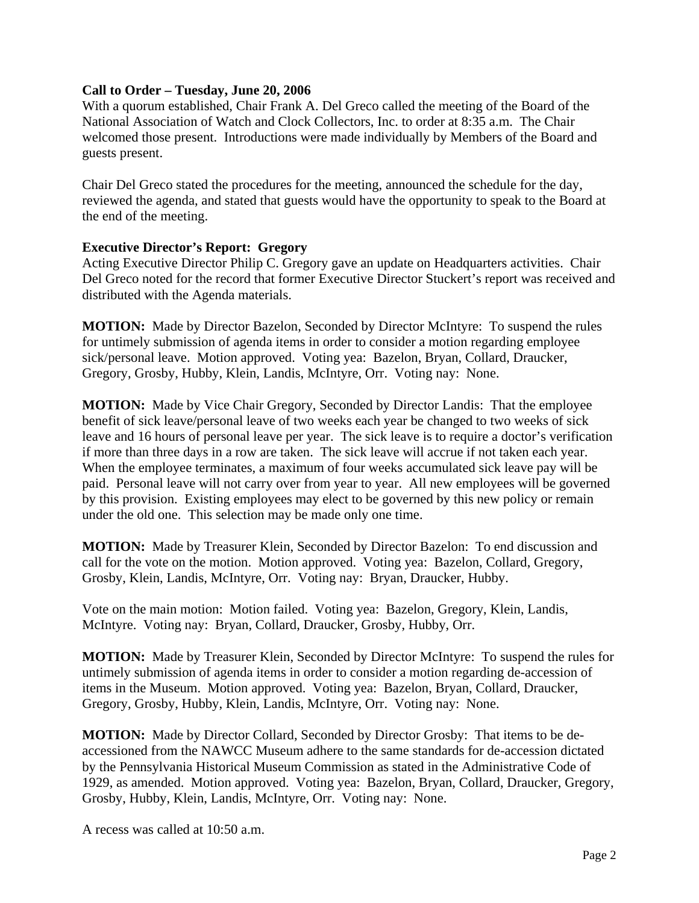**Call to Order – Tuesday, June 20, 2006**

With a quorum established, Chair Frank A. Del Greco called the meeting of the Board of the National Association of Watch and Clock Collectors, Inc. to order at 8:35 a.m. The Chair welcomed those present. Introductions were made individually by Members of the Board and guests present.

Chair Del Greco stated the procedures for the meeting, announced the schedule for the day, reviewed the agenda, and stated that guests would have the opportunity to speak to the Board at the end of the meeting.

**Executive Director's Report: Gregory**

Acting Executive Director Philip C. Gregory gave an update on Headquarters activities. Chair Del Greco noted for the record that former Executive Director Stuckert's report was received and distributed with the Agenda materials.

**MOTION:** Made by Director Bazelon, Seconded by Director McIntyre: To suspend the rules for untimely submission of agenda items in order to consider a motion regarding employee sick/personal leave. Motion approved. Voting yea: Bazelon, Bryan, Collard, Draucker, Gregory, Grosby, Hubby, Klein, Landis, McIntyre, Orr. Voting nay: None.

**MOTION:** Made by Vice Chair Gregory, Seconded by Director Landis: That the employee benefit of sick leave/personal leave of two weeks each year be changed to two weeks of sick leave and 16 hours of personal leave per year. The sick leave is to require a doctor's verification if more than three days in a row are taken. The sick leave will accrue if not taken each year. When the employee terminates, a maximum of four weeks accumulated sick leave pay will be paid. Personal leave will not carry over from year to year. All new employees will be governed by this provision. Existing employees may elect to be governed by this new policy or remain under the old one. This selection may be made only one time.

**MOTION:** Made by Treasurer Klein, Seconded by Director Bazelon: To end discussion and call for the vote on the motion. Motion approved. Voting yea: Bazelon, Collard, Gregory, Grosby, Klein, Landis, McIntyre, Orr. Voting nay: Bryan, Draucker, Hubby.

Vote on the main motion: Motion failed. Voting yea: Bazelon, Gregory, Klein, Landis, McIntyre. Voting nay: Bryan, Collard, Draucker, Grosby, Hubby, Orr.

**MOTION:** Made by Treasurer Klein, Seconded by Director McIntyre: To suspend the rules for untimely submission of agenda items in order to consider a motion regarding de-accession of items in the Museum. Motion approved. Voting yea: Bazelon, Bryan, Collard, Draucker, Gregory, Grosby, Hubby, Klein, Landis, McIntyre, Orr. Voting nay: None.

**MOTION:** Made by Director Collard, Seconded by Director Grosby: That items to be de-accessioned from the NAWCC Museum adhere to the same standards for de-accession dictated by the Pennsylvania Historical Museum Commission as stated in the Administrative Code of 1929, as amended. Motion approved. Voting yea: Bazelon, Bryan, Collard, Draucker, Gregory, Grosby, Hubby, Klein, Landis, McIntyre, Orr. Voting nay: None.

A recess was called at 10:50 a.m.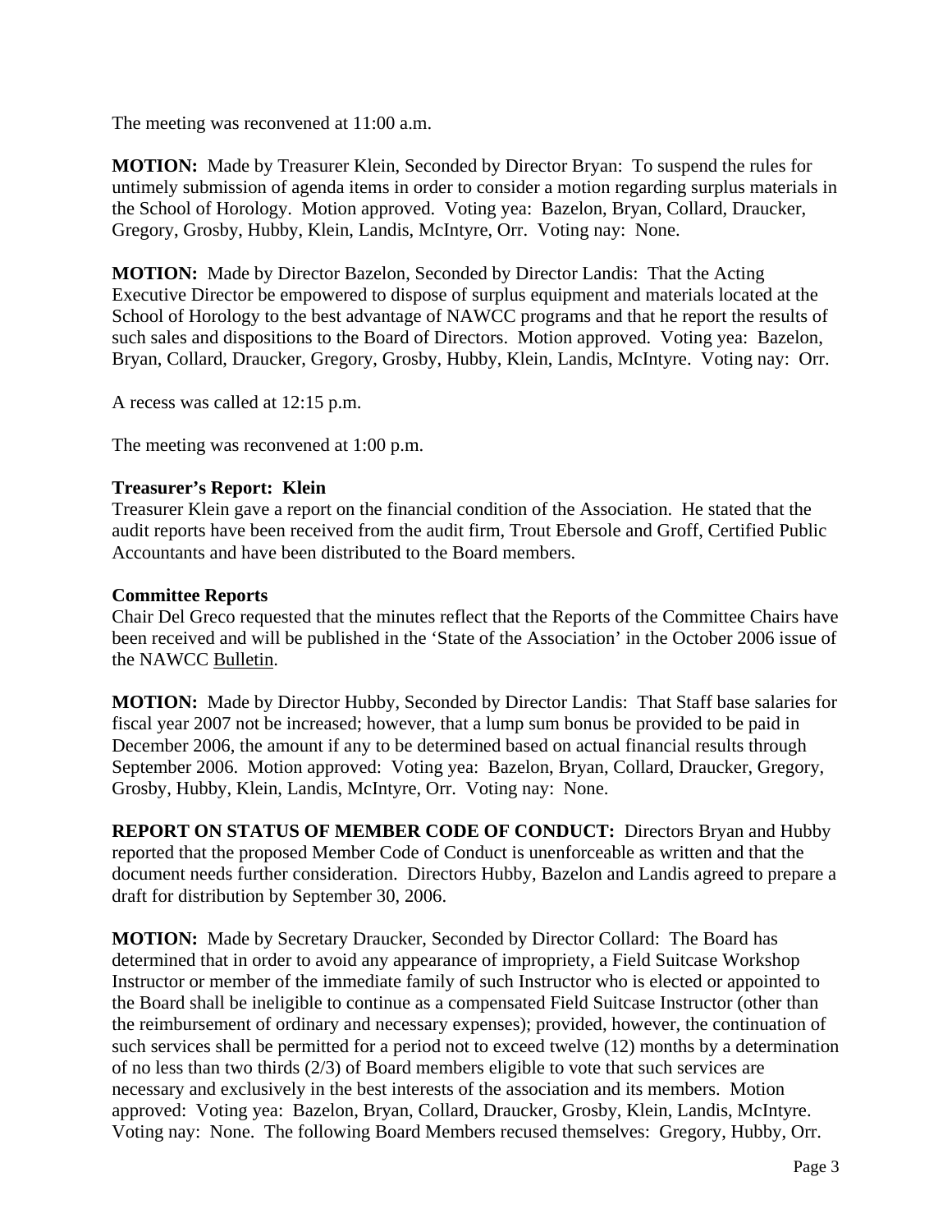The meeting was reconvened at 11:00 a.m.

**MOTION:** Made by Treasurer Klein, Seconded by Director Bryan: To suspend the rules for untimely submission of agenda items in order to consider a motion regarding surplus materials in the School of Horology. Motion approved. Voting yea: Bazelon, Bryan, Collard, Draucker, Gregory, Grosby, Hubby, Klein, Landis, McIntyre, Orr. Voting nay: None.

**MOTION:** Made by Director Bazelon, Seconded by Director Landis: That the Acting Executive Director be empowered to dispose of surplus equipment and materials located at the School of Horology to the best advantage of NAWCC programs and that he report the results of such sales and dispositions to the Board of Directors. Motion approved. Voting yea: Bazelon, Bryan, Collard, Draucker, Gregory, Grosby, Hubby, Klein, Landis, McIntyre. Voting nay: Orr.

A recess was called at 12:15 p.m.

The meeting was reconvened at 1:00 p.m.

**Treasurer's Report: Klein**

Treasurer Klein gave a report on the financial condition of the Association. He stated that the audit reports have been received from the audit firm, Trout Ebersole and Groff, Certified Public Accountants and have been distributed to the Board members.

**Committee Reports**

Chair Del Greco requested that the minutes reflect that the Reports of the Committee Chairs have been received and will be published in the 'State of the Association' in the October 2006 issue of the NAWCC Bulletin.

**MOTION:** Made by Director Hubby, Seconded by Director Landis: That Staff base salaries for fiscal year 2007 not be increased; however, that a lump sum bonus be provided to be paid in December 2006, the amount if any to be determined based on actual financial results through September 2006. Motion approved: Voting yea: Bazelon, Bryan, Collard, Draucker, Gregory, Grosby, Hubby, Klein, Landis, McIntyre, Orr. Voting nay: None.

**REPORT ON STATUS OF MEMBER CODE OF CONDUCT:** Directors Bryan and Hubby reported that the proposed Member Code of Conduct is unenforceable as written and that the document needs further consideration. Directors Hubby, Bazelon and Landis agreed to prepare a draft for distribution by September 30, 2006.

**MOTION:** Made by Secretary Draucker, Seconded by Director Collard: The Board has determined that in order to avoid any appearance of impropriety, a Field Suitcase Workshop Instructor or member of the immediate family of such Instructor who is elected or appointed to the Board shall be ineligible to continue as a compensated Field Suitcase Instructor (other than the reimbursement of ordinary and necessary expenses); provided, however, the continuation of such services shall be permitted for a period not to exceed twelve (12) months by a determination of no less than two thirds (2/3) of Board members eligible to vote that such services are necessary and exclusively in the best interests of the association and its members. Motion approved: Voting yea: Bazelon, Bryan, Collard, Draucker, Grosby, Klein, Landis, McIntyre. Voting nay: None. The following Board Members recused themselves: Gregory, Hubby, Orr.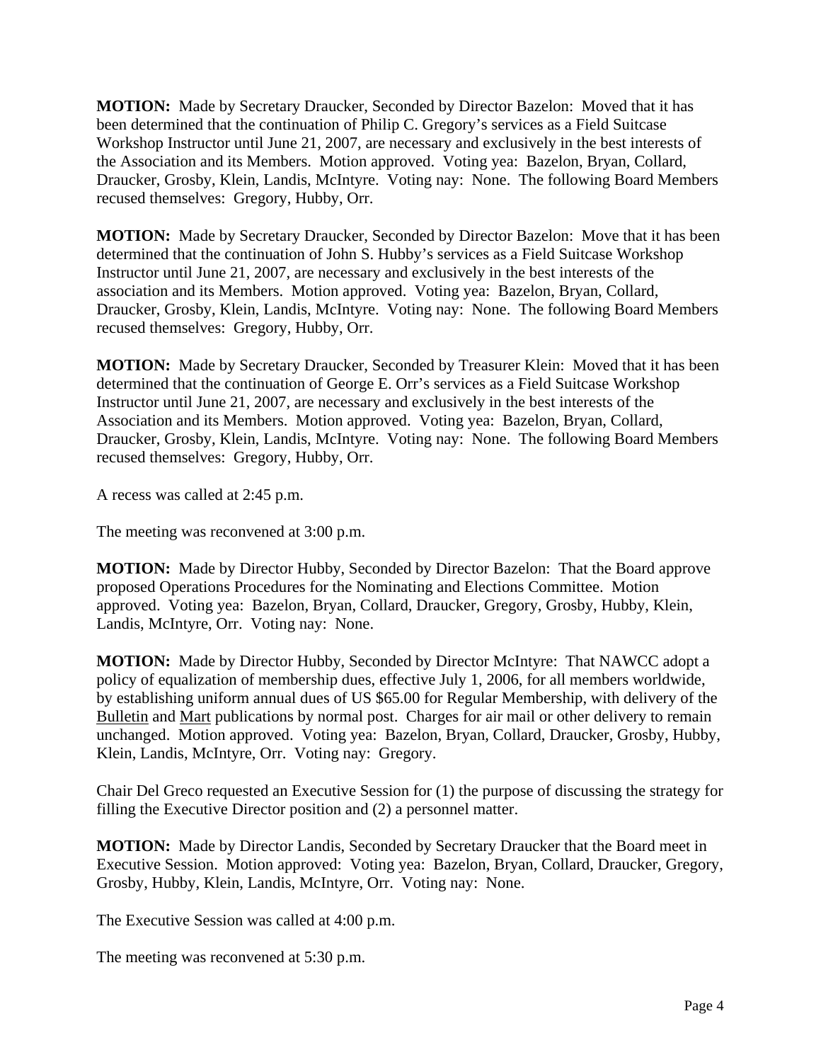**MOTION:** Made by Secretary Draucker, Seconded by Director Bazelon: Moved that it has been determined that the continuation of Philip C. Gregory's services as a Field Suitcase Workshop Instructor until June 21, 2007, are necessary and exclusively in the best interests of the Association and its Members. Motion approved. Voting yea: Bazelon, Bryan, Collard, Draucker, Grosby, Klein, Landis, McIntyre. Voting nay: None. The following Board Members recused themselves: Gregory, Hubby, Orr.

**MOTION:** Made by Secretary Draucker, Seconded by Director Bazelon: Move that it has been determined that the continuation of John S. Hubby's services as a Field Suitcase Workshop Instructor until June 21, 2007, are necessary and exclusively in the best interests of the association and its Members. Motion approved. Voting yea: Bazelon, Bryan, Collard, Draucker, Grosby, Klein, Landis, McIntyre. Voting nay: None. The following Board Members recused themselves: Gregory, Hubby, Orr.

**MOTION:** Made by Secretary Draucker, Seconded by Treasurer Klein: Moved that it has been determined that the continuation of George E. Orr's services as a Field Suitcase Workshop Instructor until June 21, 2007, are necessary and exclusively in the best interests of the Association and its Members. Motion approved. Voting yea: Bazelon, Bryan, Collard, Draucker, Grosby, Klein, Landis, McIntyre. Voting nay: None. The following Board Members recused themselves: Gregory, Hubby, Orr.

A recess was called at 2:45 p.m.

The meeting was reconvened at 3:00 p.m.

**MOTION:** Made by Director Hubby, Seconded by Director Bazelon: That the Board approve proposed Operations Procedures for the Nominating and Elections Committee. Motion approved. Voting yea: Bazelon, Bryan, Collard, Draucker, Gregory, Grosby, Hubby, Klein, Landis, McIntyre, Orr. Voting nay: None.

**MOTION:** Made by Director Hubby, Seconded by Director McIntyre: That NAWCC adopt a policy of equalization of membership dues, effective July 1, 2006, for all members worldwide, by establishing uniform annual dues of US $65.00 for Regular Membership, with delivery of the Bulletin and Mart publications by normal post. Charges for air mail or other delivery to remain unchanged. Motion approved. Voting yea: Bazelon, Bryan, Collard, Draucker, Grosby, Hubby, Klein, Landis, McIntyre, Orr. Voting nay: Gregory.

Chair Del Greco requested an Executive Session for (1) the purpose of discussing the strategy for filling the Executive Director position and (2) a personnel matter.

**MOTION:** Made by Director Landis, Seconded by Secretary Draucker that the Board meet in Executive Session. Motion approved: Voting yea: Bazelon, Bryan, Collard, Draucker, Gregory, Grosby, Hubby, Klein, Landis, McIntyre, Orr. Voting nay: None.

The Executive Session was called at 4:00 p.m.

The meeting was reconvened at 5:30 p.m.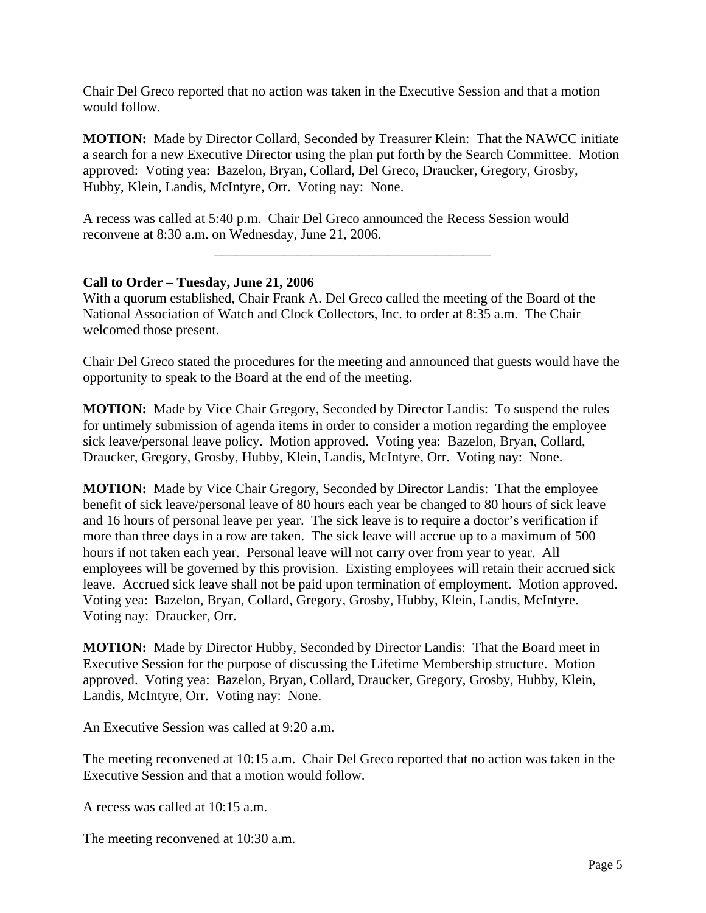Chair Del Greco reported that no action was taken in the Executive Session and that a motion would follow.

**MOTION:** Made by Director Collard, Seconded by Treasurer Klein: That the NAWCC initiate a search for a new Executive Director using the plan put forth by the Search Committee. Motion approved: Voting yea: Bazelon, Bryan, Collard, Del Greco, Draucker, Gregory, Grosby, Hubby, Klein, Landis, McIntyre, Orr. Voting nay: None.

A recess was called at 5:40 p.m. Chair Del Greco announced the Recess Session would reconvene at 8:30 a.m. on Wednesday, June 21, 2006.

---

**Call to Order – Tuesday, June 21, 2006**

With a quorum established, Chair Frank A. Del Greco called the meeting of the Board of the National Association of Watch and Clock Collectors, Inc. to order at 8:35 a.m. The Chair welcomed those present.

Chair Del Greco stated the procedures for the meeting and announced that guests would have the opportunity to speak to the Board at the end of the meeting.

**MOTION:** Made by Vice Chair Gregory, Seconded by Director Landis: To suspend the rules for untimely submission of agenda items in order to consider a motion regarding the employee sick leave/personal leave policy. Motion approved. Voting yea: Bazelon, Bryan, Collard, Draucker, Gregory, Grosby, Hubby, Klein, Landis, McIntyre, Orr. Voting nay: None.

**MOTION:** Made by Vice Chair Gregory, Seconded by Director Landis: That the employee benefit of sick leave/personal leave of 80 hours each year be changed to 80 hours of sick leave and 16 hours of personal leave per year. The sick leave is to require a doctor's verification if more than three days in a row are taken. The sick leave will accrue up to a maximum of 500 hours if not taken each year. Personal leave will not carry over from year to year. All employees will be governed by this provision. Existing employees will retain their accrued sick leave. Accrued sick leave shall not be paid upon termination of employment. Motion approved. Voting yea: Bazelon, Bryan, Collard, Gregory, Grosby, Hubby, Klein, Landis, McIntyre. Voting nay: Draucker, Orr.

**MOTION:** Made by Director Hubby, Seconded by Director Landis: That the Board meet in Executive Session for the purpose of discussing the Lifetime Membership structure. Motion approved. Voting yea: Bazelon, Bryan, Collard, Draucker, Gregory, Grosby, Hubby, Klein, Landis, McIntyre, Orr. Voting nay: None.

An Executive Session was called at 9:20 a.m.

The meeting reconvened at 10:15 a.m. Chair Del Greco reported that no action was taken in the Executive Session and that a motion would follow.

A recess was called at 10:15 a.m.

The meeting reconvened at 10:30 a.m.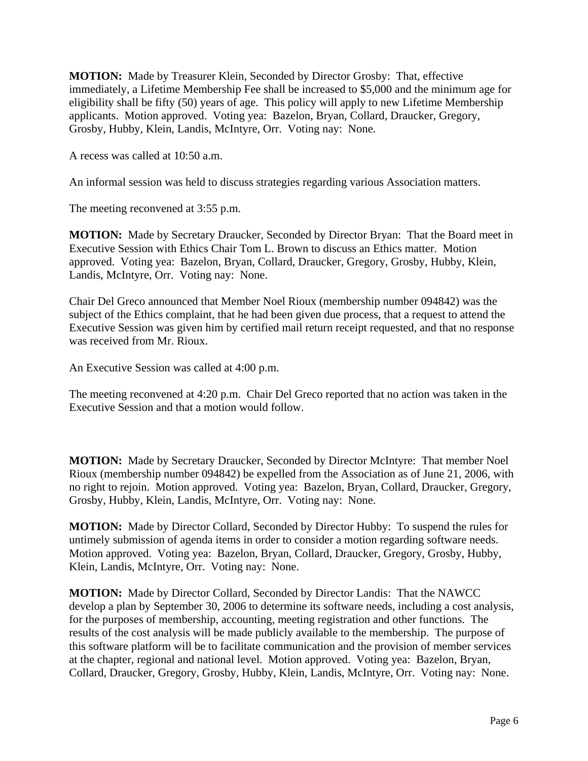**MOTION:** Made by Treasurer Klein, Seconded by Director Grosby: That, effective immediately, a Lifetime Membership Fee shall be increased to $5,000 and the minimum age for eligibility shall be fifty (50) years of age. This policy will apply to new Lifetime Membership applicants. Motion approved. Voting yea: Bazelon, Bryan, Collard, Draucker, Gregory, Grosby, Hubby, Klein, Landis, McIntyre, Orr. Voting nay: None.

A recess was called at 10:50 a.m.

An informal session was held to discuss strategies regarding various Association matters.

The meeting reconvened at 3:55 p.m.

**MOTION:** Made by Secretary Draucker, Seconded by Director Bryan: That the Board meet in Executive Session with Ethics Chair Tom L. Brown to discuss an Ethics matter. Motion approved. Voting yea: Bazelon, Bryan, Collard, Draucker, Gregory, Grosby, Hubby, Klein, Landis, McIntyre, Orr. Voting nay: None.

Chair Del Greco announced that Member Noel Rioux (membership number 094842) was the subject of the Ethics complaint, that he had been given due process, that a request to attend the Executive Session was given him by certified mail return receipt requested, and that no response was received from Mr. Rioux.

An Executive Session was called at 4:00 p.m.

The meeting reconvened at 4:20 p.m. Chair Del Greco reported that no action was taken in the Executive Session and that a motion would follow.

**MOTION:** Made by Secretary Draucker, Seconded by Director McIntyre: That member Noel Rioux (membership number 094842) be expelled from the Association as of June 21, 2006, with no right to rejoin. Motion approved. Voting yea: Bazelon, Bryan, Collard, Draucker, Gregory, Grosby, Hubby, Klein, Landis, McIntyre, Orr. Voting nay: None.

**MOTION:** Made by Director Collard, Seconded by Director Hubby: To suspend the rules for untimely submission of agenda items in order to consider a motion regarding software needs. Motion approved. Voting yea: Bazelon, Bryan, Collard, Draucker, Gregory, Grosby, Hubby, Klein, Landis, McIntyre, Orr. Voting nay: None.

**MOTION:** Made by Director Collard, Seconded by Director Landis: That the NAWCC develop a plan by September 30, 2006 to determine its software needs, including a cost analysis, for the purposes of membership, accounting, meeting registration and other functions. The results of the cost analysis will be made publicly available to the membership. The purpose of this software platform will be to facilitate communication and the provision of member services at the chapter, regional and national level. Motion approved. Voting yea: Bazelon, Bryan, Collard, Draucker, Gregory, Grosby, Hubby, Klein, Landis, McIntyre, Orr. Voting nay: None.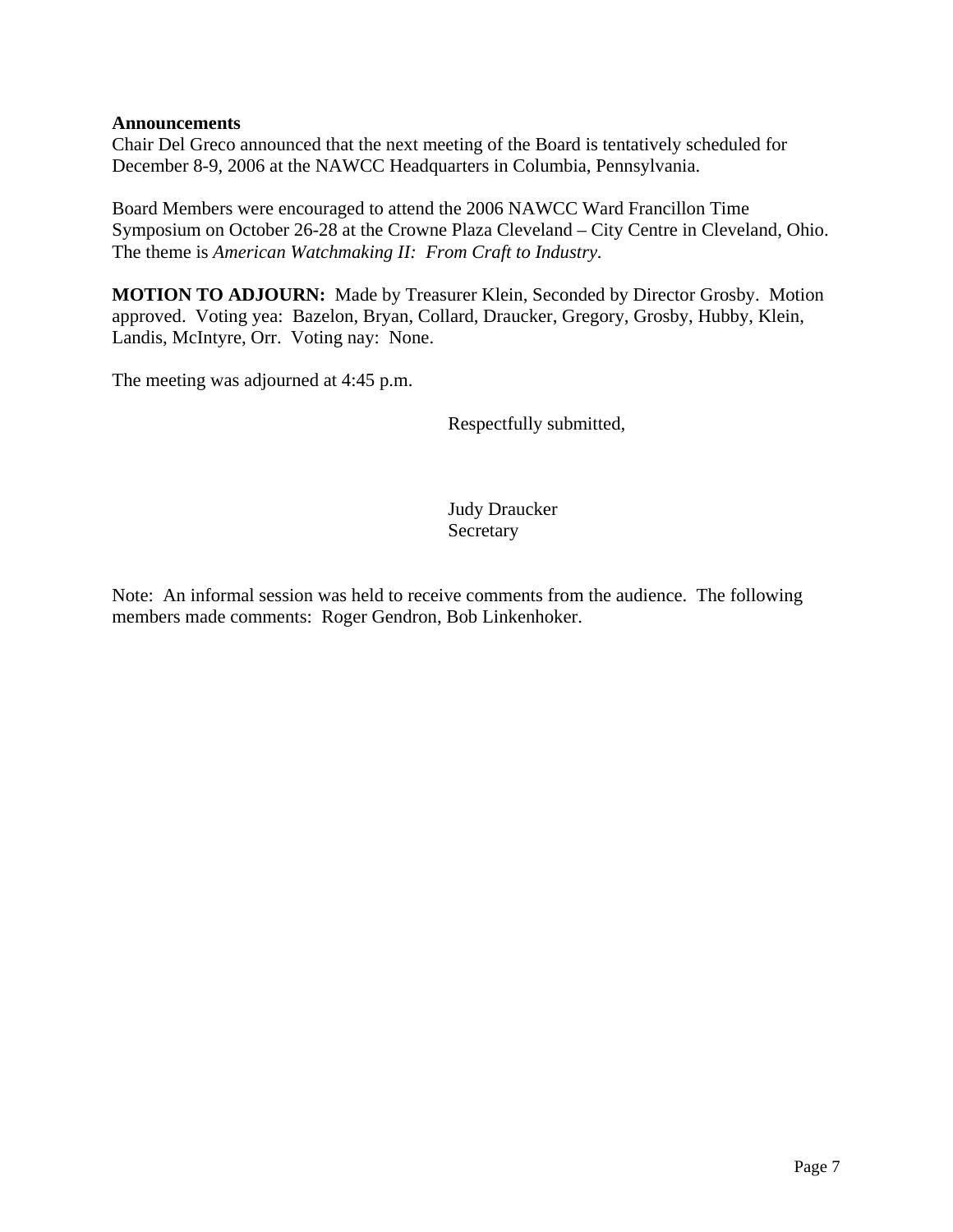**Announcements**

Chair Del Greco announced that the next meeting of the Board is tentatively scheduled for December 8-9, 2006 at the NAWCC Headquarters in Columbia, Pennsylvania.

Board Members were encouraged to attend the 2006 NAWCC Ward Francillon Time Symposium on October 26-28 at the Crowne Plaza Cleveland – City Centre in Cleveland, Ohio. The theme is *American Watchmaking II: From Craft to Industry.*

**MOTION TO ADJOURN:** Made by Treasurer Klein, Seconded by Director Grosby. Motion approved. Voting yea: Bazelon, Bryan, Collard, Draucker, Gregory, Grosby, Hubby, Klein, Landis, McIntyre, Orr. Voting nay: None.

The meeting was adjourned at 4:45 p.m.

Respectfully submitted,

Judy Draucker
Secretary

Note: An informal session was held to receive comments from the audience. The following members made comments: Roger Gendron, Bob Linkenhoker.